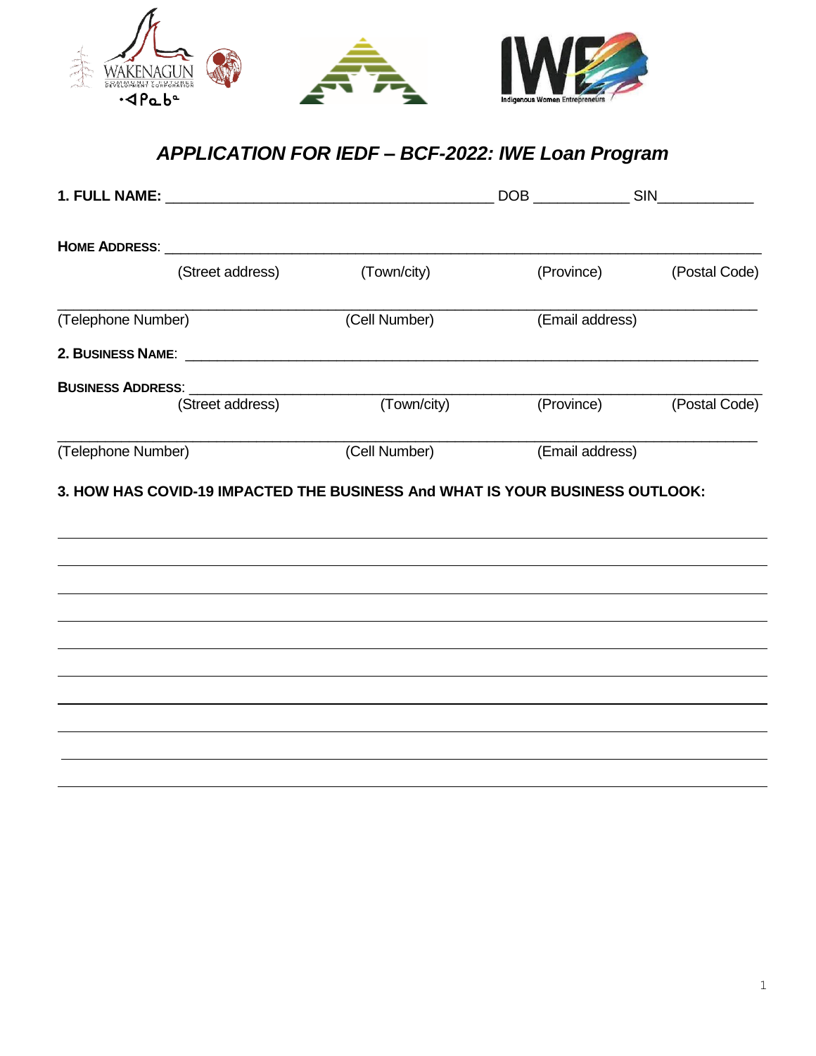WAKENAGUN COMMUNITY FUTURES DEVELOPMENT CORPORATION

·ᐊᑭᓇᑲᓐ

IWE Indigenous Women Entrepreneurs

## *APPLICATION FOR IEDF – BCF-2022: IWE Loan Program*

**1. FULL NAME:** ________________________________________ DOB ___________ SIN___________

**HOME ADDRESS**: ______________________________________________________________________

(Street address) (Town/city) (Province) (Postal Code)

______________________________________________________________________

(Telephone Number) (Cell Number) (Email address)

**2. BUSINESS NAME**: ______________________________________________________________________

**BUSINESS ADDRESS**: ______________________________________________________________________

(Street address) (Town/city) (Province) (Postal Code)

______________________________________________________________________

(Telephone Number) (Cell Number) (Email address)

**3. HOW HAS COVID-19 IMPACTED THE BUSINESS And WHAT IS YOUR BUSINESS OUTLOOK:**

______________________________________________________________________

______________________________________________________________________

______________________________________________________________________

______________________________________________________________________

______________________________________________________________________

______________________________________________________________________

______________________________________________________________________

______________________________________________________________________

______________________________________________________________________

______________________________________________________________________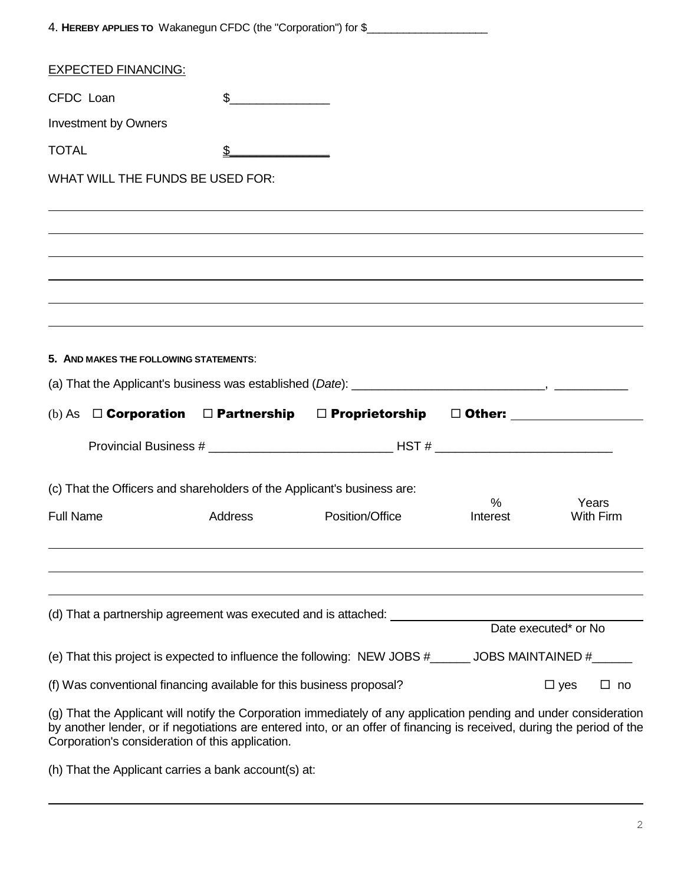4. **HEREBY APPLIES TO** Wakanegun CFDC (the "Corporation") for $____________________

EXPECTED FINANCING:

CFDC Loan $_______________

Investment by Owners

TOTAL $_______________

WHAT WILL THE FUNDS BE USED FOR:

______________________________________________________________________________

______________________________________________________________________________

______________________________________________________________________________

______________________________________________________________________________

______________________________________________________________________________

______________________________________________________________________________

**5. AND MAKES THE FOLLOWING STATEMENTS**:

(a) That the Applicant's business was established (*Date*): _____________________________, ___________

(b) As ☐ **Corporation** ☐ **Partnership** ☐ **Proprietorship** ☐ **Other:** ___________________

Provincial Business # ___________________________ HST # __________________________

(c) That the Officers and shareholders of the Applicant's business are:

| Full Name | Address | Position/Office | % Interest | Years With Firm |
|---|---|---|---|---|
| | | | | |
| | | | | |
| | | | | |

(d) That a partnership agreement was executed and is attached: ______________________
Date executed* or No

(e) That this project is expected to influence the following: NEW JOBS #______ JOBS MAINTAINED #______

(f) Was conventional financing available for this business proposal? ☐ yes ☐ no

(g) That the Applicant will notify the Corporation immediately of any application pending and under consideration by another lender, or if negotiations are entered into, or an offer of financing is received, during the period of the Corporation's consideration of this application.

(h) That the Applicant carries a bank account(s) at:

______________________________________________________________________________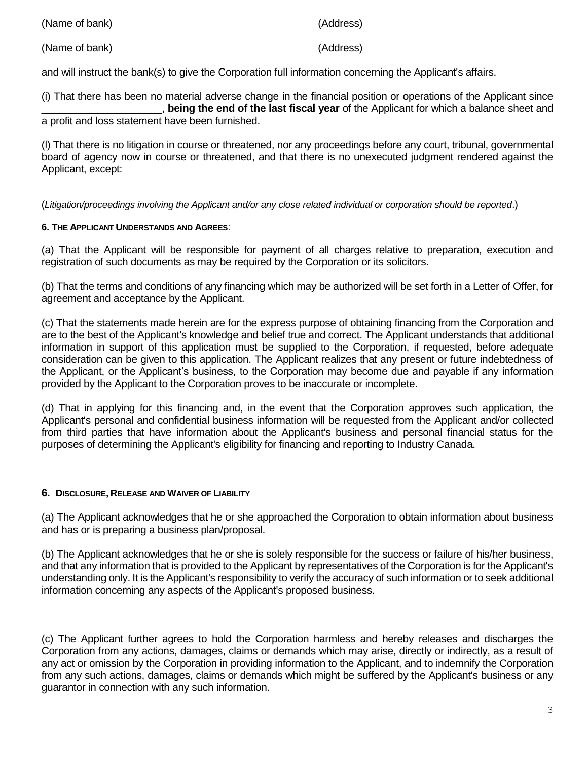(Name of bank) (Address)

---

(Name of bank) (Address)

and will instruct the bank(s) to give the Corporation full information concerning the Applicant's affairs.

(i) That there has been no material adverse change in the financial position or operations of the Applicant since ____________________, **being the end of the last fiscal year** of the Applicant for which a balance sheet and a profit and loss statement have been furnished.

(l) That there is no litigation in course or threatened, nor any proceedings before any court, tribunal, governmental board of agency now in course or threatened, and that there is no unexecuted judgment rendered against the Applicant, except:

---

(*Litigation/proceedings involving the Applicant and/or any close related individual or corporation should be reported*.)

**6. THE APPLICANT UNDERSTANDS AND AGREES**:

(a) That the Applicant will be responsible for payment of all charges relative to preparation, execution and registration of such documents as may be required by the Corporation or its solicitors.

(b) That the terms and conditions of any financing which may be authorized will be set forth in a Letter of Offer, for agreement and acceptance by the Applicant.

(c) That the statements made herein are for the express purpose of obtaining financing from the Corporation and are to the best of the Applicant's knowledge and belief true and correct. The Applicant understands that additional information in support of this application must be supplied to the Corporation, if requested, before adequate consideration can be given to this application. The Applicant realizes that any present or future indebtedness of the Applicant, or the Applicant's business, to the Corporation may become due and payable if any information provided by the Applicant to the Corporation proves to be inaccurate or incomplete.

(d) That in applying for this financing and, in the event that the Corporation approves such application, the Applicant's personal and confidential business information will be requested from the Applicant and/or collected from third parties that have information about the Applicant's business and personal financial status for the purposes of determining the Applicant's eligibility for financing and reporting to Industry Canada.

**6. DISCLOSURE, RELEASE AND WAIVER OF LIABILITY**

(a) The Applicant acknowledges that he or she approached the Corporation to obtain information about business and has or is preparing a business plan/proposal.

(b) The Applicant acknowledges that he or she is solely responsible for the success or failure of his/her business, and that any information that is provided to the Applicant by representatives of the Corporation is for the Applicant's understanding only. It is the Applicant's responsibility to verify the accuracy of such information or to seek additional information concerning any aspects of the Applicant's proposed business.

(c) The Applicant further agrees to hold the Corporation harmless and hereby releases and discharges the Corporation from any actions, damages, claims or demands which may arise, directly or indirectly, as a result of any act or omission by the Corporation in providing information to the Applicant, and to indemnify the Corporation from any such actions, damages, claims or demands which might be suffered by the Applicant's business or any guarantor in connection with any such information.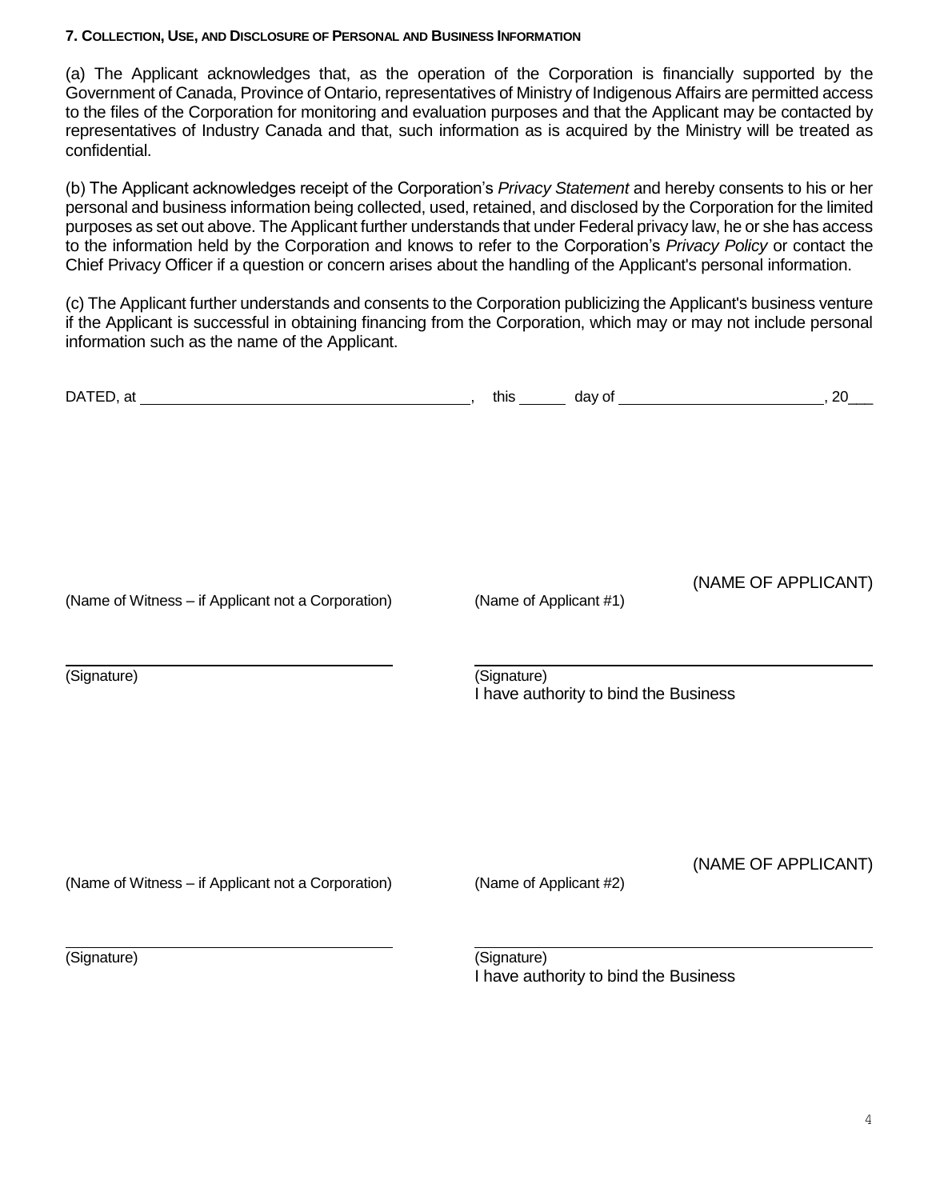### 7. COLLECTION, USE, AND DISCLOSURE OF PERSONAL AND BUSINESS INFORMATION

(a) The Applicant acknowledges that, as the operation of the Corporation is financially supported by the Government of Canada, Province of Ontario, representatives of Ministry of Indigenous Affairs are permitted access to the files of the Corporation for monitoring and evaluation purposes and that the Applicant may be contacted by representatives of Industry Canada and that, such information as is acquired by the Ministry will be treated as confidential.

(b) The Applicant acknowledges receipt of the Corporation's *Privacy Statement* and hereby consents to his or her personal and business information being collected, used, retained, and disclosed by the Corporation for the limited purposes as set out above. The Applicant further understands that under Federal privacy law, he or she has access to the information held by the Corporation and knows to refer to the Corporation's *Privacy Policy* or contact the Chief Privacy Officer if a question or concern arises about the handling of the Applicant's personal information.

(c) The Applicant further understands and consents to the Corporation publicizing the Applicant's business venture if the Applicant is successful in obtaining financing from the Corporation, which may or may not include personal information such as the name of the Applicant.

DATED, at ______________________________, this ______ day of ____________________, 20___

(NAME OF APPLICANT)

(Name of Witness – if Applicant not a Corporation)

(Name of Applicant #1)

______________________________
(Signature)

______________________________
(Signature)
I have authority to bind the Business

(NAME OF APPLICANT)

(Name of Witness – if Applicant not a Corporation)

(Name of Applicant #2)

______________________________
(Signature)

______________________________
(Signature)
I have authority to bind the Business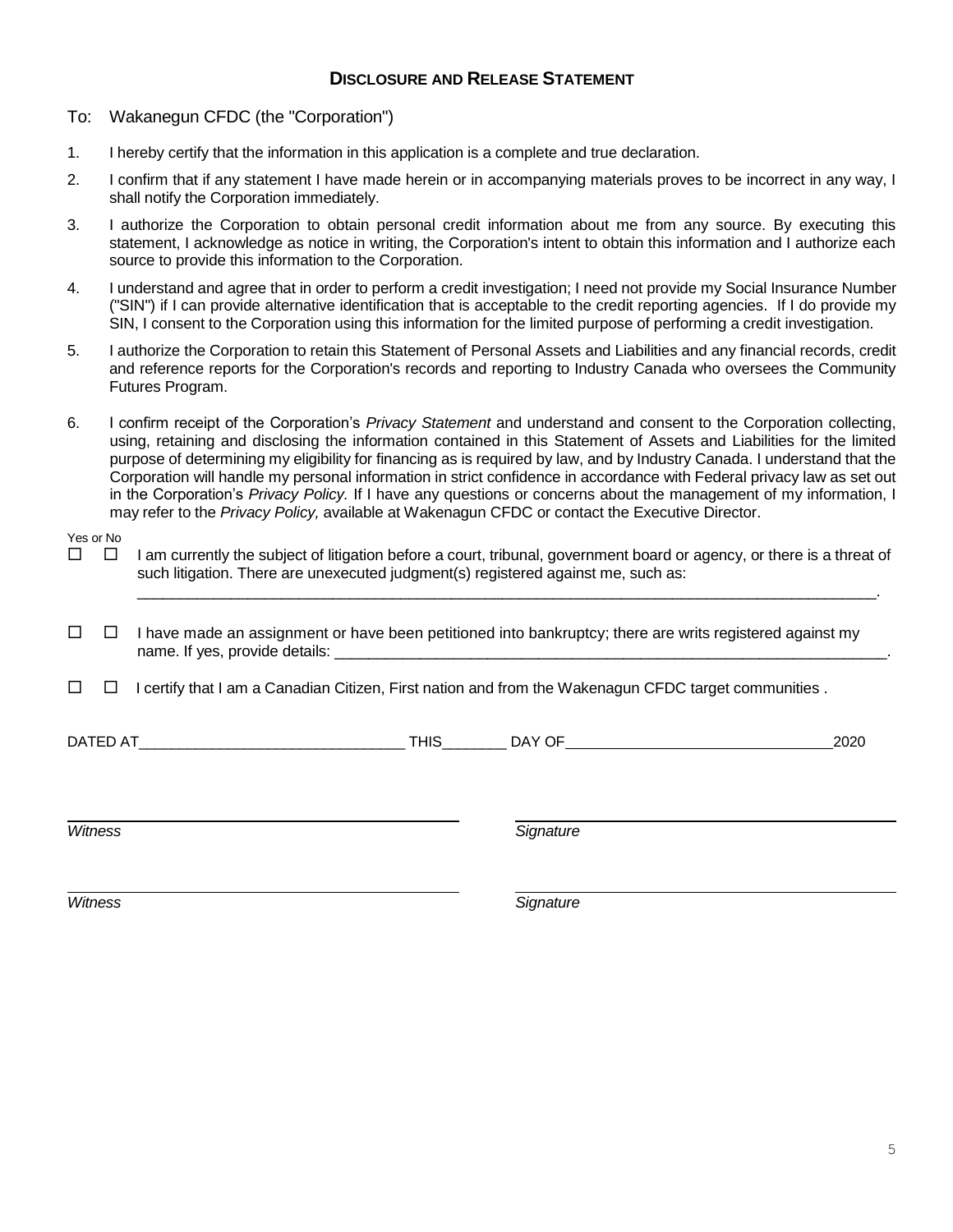## DISCLOSURE AND RELEASE STATEMENT

To: Wakanegun CFDC (the "Corporation")

1. I hereby certify that the information in this application is a complete and true declaration.
2. I confirm that if any statement I have made herein or in accompanying materials proves to be incorrect in any way, I shall notify the Corporation immediately.
3. I authorize the Corporation to obtain personal credit information about me from any source. By executing this statement, I acknowledge as notice in writing, the Corporation's intent to obtain this information and I authorize each source to provide this information to the Corporation.
4. I understand and agree that in order to perform a credit investigation; I need not provide my Social Insurance Number ("SIN") if I can provide alternative identification that is acceptable to the credit reporting agencies. If I do provide my SIN, I consent to the Corporation using this information for the limited purpose of performing a credit investigation.
5. I authorize the Corporation to retain this Statement of Personal Assets and Liabilities and any financial records, credit and reference reports for the Corporation's records and reporting to Industry Canada who oversees the Community Futures Program.
6. I confirm receipt of the Corporation's *Privacy Statement* and understand and consent to the Corporation collecting, using, retaining and disclosing the information contained in this Statement of Assets and Liabilities for the limited purpose of determining my eligibility for financing as is required by law, and by Industry Canada. I understand that the Corporation will handle my personal information in strict confidence in accordance with Federal privacy law as set out in the Corporation's *Privacy Policy.* If I have any questions or concerns about the management of my information, I may refer to the *Privacy Policy,* available at Wakenagun CFDC or contact the Executive Director.

Yes or No

☐ ☐ I am currently the subject of litigation before a court, tribunal, government board or agency, or there is a threat of such litigation. There are unexecuted judgment(s) registered against me, such as: _______________________________________________________________.

☐ ☐ I have made an assignment or have been petitioned into bankruptcy; there are writs registered against my name. If yes, provide details: _______________________________________________________________.

☐ ☐ I certify that I am a Canadian Citizen, First nation and from the Wakenagun CFDC target communities .

DATED AT________________________________ THIS________ DAY OF________________________________2020

_______________________________ _______________________________
*Witness* *Signature*

_______________________________ _______________________________
*Witness* *Signature*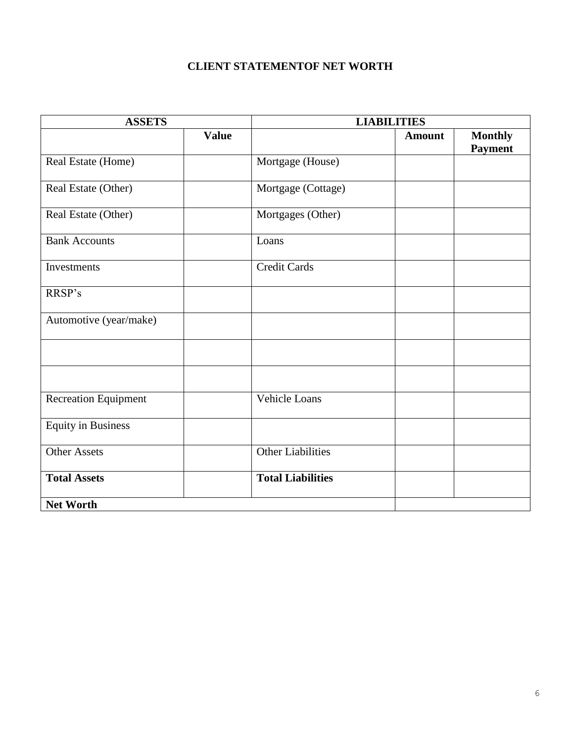**CLIENT STATEMENTOF NET WORTH**

| ASSETS | | LIABILITIES | | |
|---|---|---|---|---|
| | **Value** | | **Amount** | **Monthly Payment** |
| Real Estate (Home) | | Mortgage (House) | | |
| Real Estate (Other) | | Mortgage (Cottage) | | |
| Real Estate (Other) | | Mortgages (Other) | | |
| Bank Accounts | | Loans | | |
| Investments | | Credit Cards | | |
| RRSP's | | | | |
| Automotive (year/make) | | | | |
| | | | | |
| | | | | |
| Recreation Equipment | | Vehicle Loans | | |
| Equity in Business | | | | |
| Other Assets | | Other Liabilities | | |
| **Total Assets** | | **Total Liabilities** | | |
| **Net Worth** | | | | |